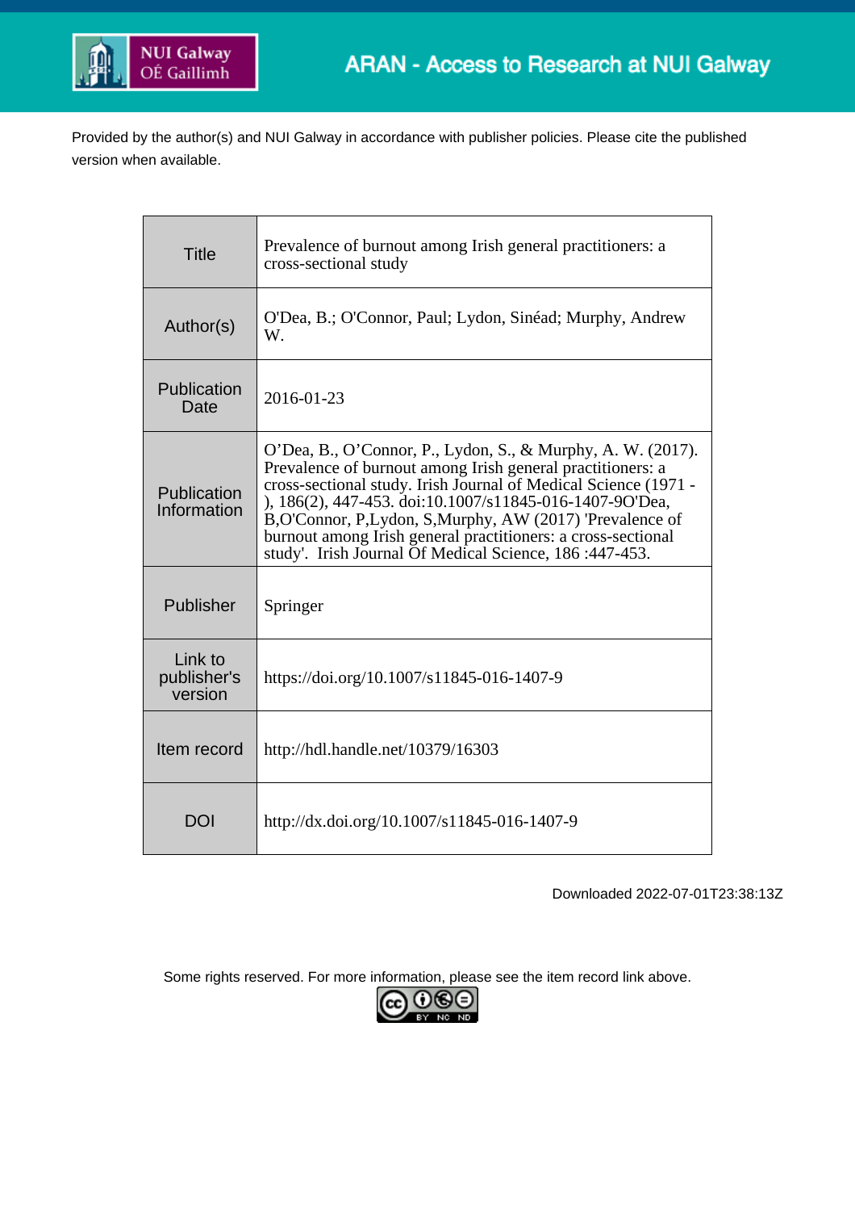ARAN - Access to Research at NUI Galway

Provided by the author(s) and NUI Galway in accordance with publisher policies. Please cite the published version when available.

| | |
|---|---|
| Title | Prevalence of burnout among Irish general practitioners: a cross-sectional study |
| Author(s) | O'Dea, B.; O'Connor, Paul; Lydon, Sinéad; Murphy, Andrew W. |
| Publication Date | 2016-01-23 |
| Publication Information | O'Dea, B., O'Connor, P., Lydon, S., & Murphy, A. W. (2017). Prevalence of burnout among Irish general practitioners: a cross-sectional study. Irish Journal of Medical Science (1971 - ), 186(2), 447-453. doi:10.1007/s11845-016-1407-9O'Dea, B,O'Connor, P,Lydon, S,Murphy, AW (2017) 'Prevalence of burnout among Irish general practitioners: a cross-sectional study'. Irish Journal Of Medical Science, 186 :447-453. |
| Publisher | Springer |
| Link to publisher's version | https://doi.org/10.1007/s11845-016-1407-9 |
| Item record | http://hdl.handle.net/10379/16303 |
| DOI | http://dx.doi.org/10.1007/s11845-016-1407-9 |

Downloaded 2022-07-01T23:38:13Z

Some rights reserved. For more information, please see the item record link above.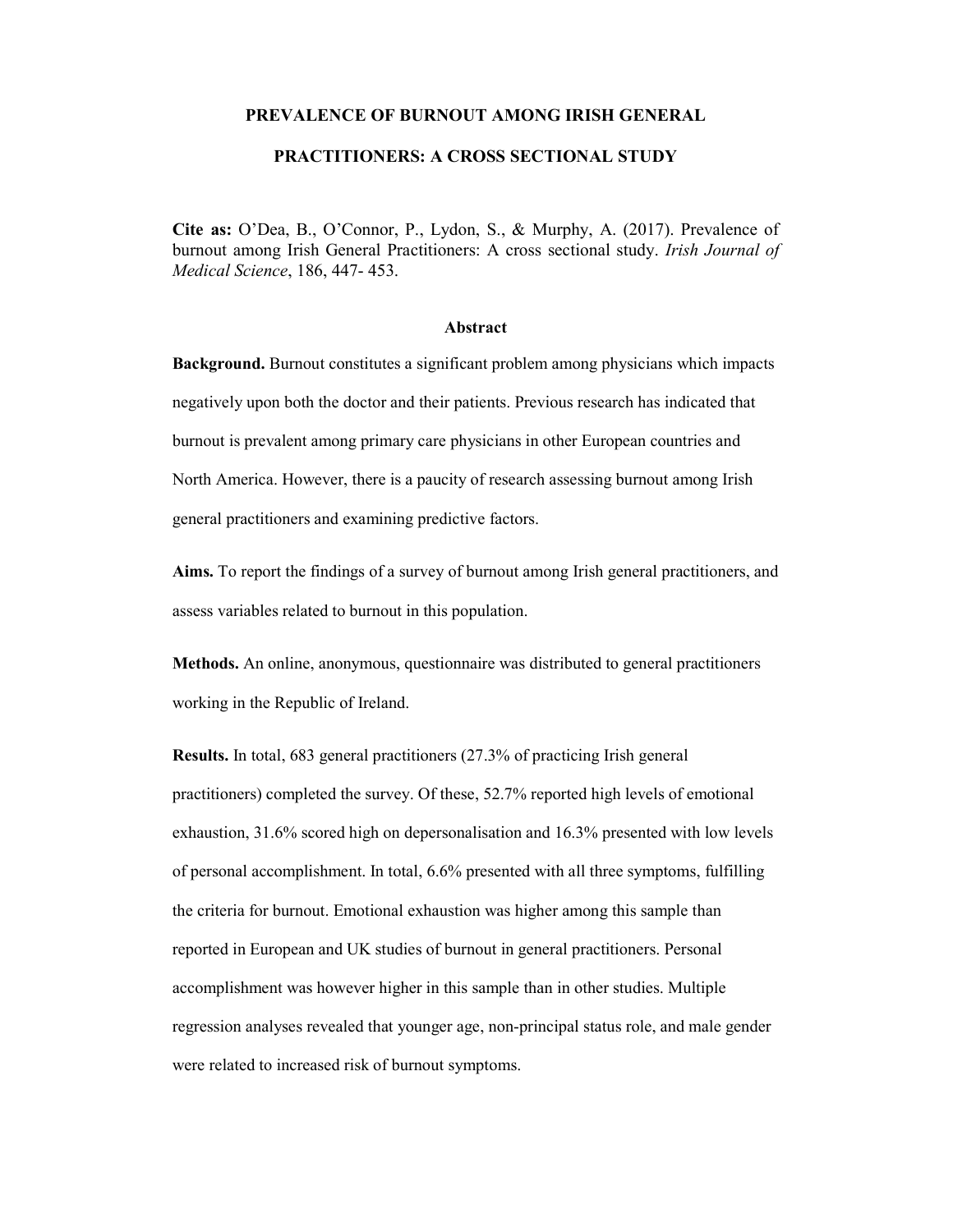# PREVALENCE OF BURNOUT AMONG IRISH GENERAL PRACTITIONERS: A CROSS SECTIONAL STUDY

**Cite as:** O'Dea, B., O'Connor, P., Lydon, S., & Murphy, A. (2017). Prevalence of burnout among Irish General Practitioners: A cross sectional study. *Irish Journal of Medical Science*, 186, 447- 453.

## Abstract

**Background.** Burnout constitutes a significant problem among physicians which impacts negatively upon both the doctor and their patients. Previous research has indicated that burnout is prevalent among primary care physicians in other European countries and North America. However, there is a paucity of research assessing burnout among Irish general practitioners and examining predictive factors.

**Aims.** To report the findings of a survey of burnout among Irish general practitioners, and assess variables related to burnout in this population.

**Methods.** An online, anonymous, questionnaire was distributed to general practitioners working in the Republic of Ireland.

**Results.** In total, 683 general practitioners (27.3% of practicing Irish general practitioners) completed the survey. Of these, 52.7% reported high levels of emotional exhaustion, 31.6% scored high on depersonalisation and 16.3% presented with low levels of personal accomplishment. In total, 6.6% presented with all three symptoms, fulfilling the criteria for burnout. Emotional exhaustion was higher among this sample than reported in European and UK studies of burnout in general practitioners. Personal accomplishment was however higher in this sample than in other studies. Multiple regression analyses revealed that younger age, non-principal status role, and male gender were related to increased risk of burnout symptoms.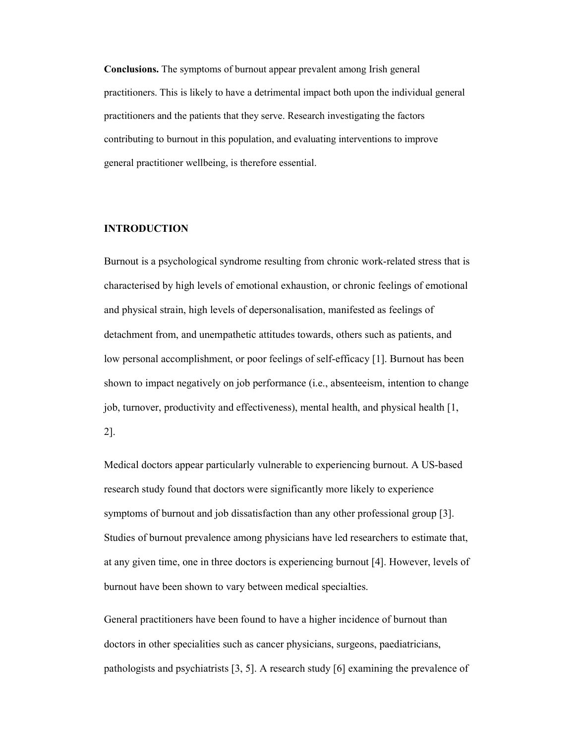**Conclusions.** The symptoms of burnout appear prevalent among Irish general practitioners. This is likely to have a detrimental impact both upon the individual general practitioners and the patients that they serve. Research investigating the factors contributing to burnout in this population, and evaluating interventions to improve general practitioner wellbeing, is therefore essential.

## INTRODUCTION

Burnout is a psychological syndrome resulting from chronic work-related stress that is characterised by high levels of emotional exhaustion, or chronic feelings of emotional and physical strain, high levels of depersonalisation, manifested as feelings of detachment from, and unempathetic attitudes towards, others such as patients, and low personal accomplishment, or poor feelings of self-efficacy [1]. Burnout has been shown to impact negatively on job performance (i.e., absenteeism, intention to change job, turnover, productivity and effectiveness), mental health, and physical health [1, 2].

Medical doctors appear particularly vulnerable to experiencing burnout. A US-based research study found that doctors were significantly more likely to experience symptoms of burnout and job dissatisfaction than any other professional group [3]. Studies of burnout prevalence among physicians have led researchers to estimate that, at any given time, one in three doctors is experiencing burnout [4]. However, levels of burnout have been shown to vary between medical specialties.

General practitioners have been found to have a higher incidence of burnout than doctors in other specialities such as cancer physicians, surgeons, paediatricians, pathologists and psychiatrists [3, 5]. A research study [6] examining the prevalence of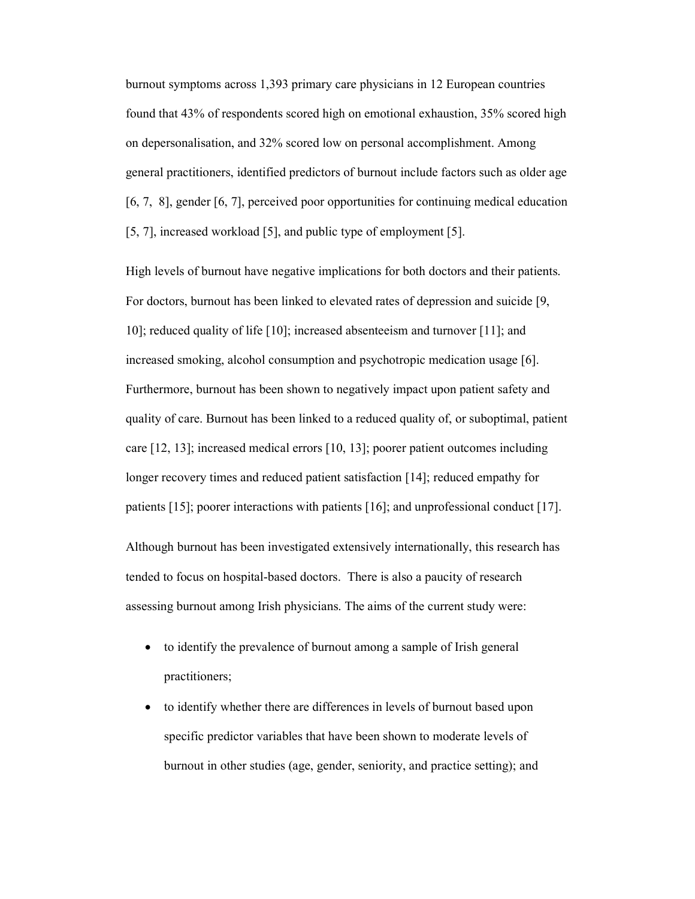burnout symptoms across 1,393 primary care physicians in 12 European countries found that 43% of respondents scored high on emotional exhaustion, 35% scored high on depersonalisation, and 32% scored low on personal accomplishment. Among general practitioners, identified predictors of burnout include factors such as older age [6, 7, 8], gender [6, 7], perceived poor opportunities for continuing medical education [5, 7], increased workload [5], and public type of employment [5].

High levels of burnout have negative implications for both doctors and their patients. For doctors, burnout has been linked to elevated rates of depression and suicide [9, 10]; reduced quality of life [10]; increased absenteeism and turnover [11]; and increased smoking, alcohol consumption and psychotropic medication usage [6]. Furthermore, burnout has been shown to negatively impact upon patient safety and quality of care. Burnout has been linked to a reduced quality of, or suboptimal, patient care [12, 13]; increased medical errors [10, 13]; poorer patient outcomes including longer recovery times and reduced patient satisfaction [14]; reduced empathy for patients [15]; poorer interactions with patients [16]; and unprofessional conduct [17].

Although burnout has been investigated extensively internationally, this research has tended to focus on hospital-based doctors. There is also a paucity of research assessing burnout among Irish physicians. The aims of the current study were:

- to identify the prevalence of burnout among a sample of Irish general practitioners;
- to identify whether there are differences in levels of burnout based upon specific predictor variables that have been shown to moderate levels of burnout in other studies (age, gender, seniority, and practice setting); and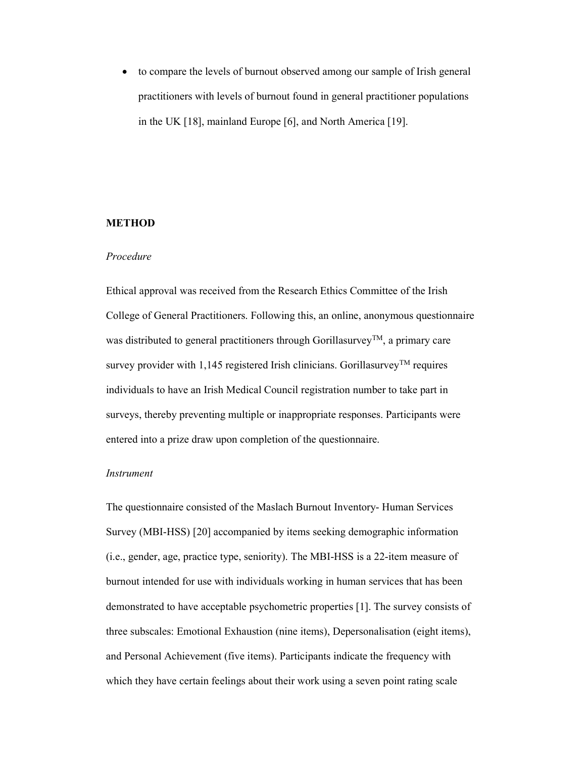- to compare the levels of burnout observed among our sample of Irish general practitioners with levels of burnout found in general practitioner populations in the UK [18], mainland Europe [6], and North America [19].

## METHOD

### *Procedure*

Ethical approval was received from the Research Ethics Committee of the Irish College of General Practitioners. Following this, an online, anonymous questionnaire was distributed to general practitioners through Gorillasurvey™, a primary care survey provider with 1,145 registered Irish clinicians. Gorillasurvey™ requires individuals to have an Irish Medical Council registration number to take part in surveys, thereby preventing multiple or inappropriate responses. Participants were entered into a prize draw upon completion of the questionnaire.

### *Instrument*

The questionnaire consisted of the Maslach Burnout Inventory- Human Services Survey (MBI-HSS) [20] accompanied by items seeking demographic information (i.e., gender, age, practice type, seniority). The MBI-HSS is a 22-item measure of burnout intended for use with individuals working in human services that has been demonstrated to have acceptable psychometric properties [1]. The survey consists of three subscales: Emotional Exhaustion (nine items), Depersonalisation (eight items), and Personal Achievement (five items). Participants indicate the frequency with which they have certain feelings about their work using a seven point rating scale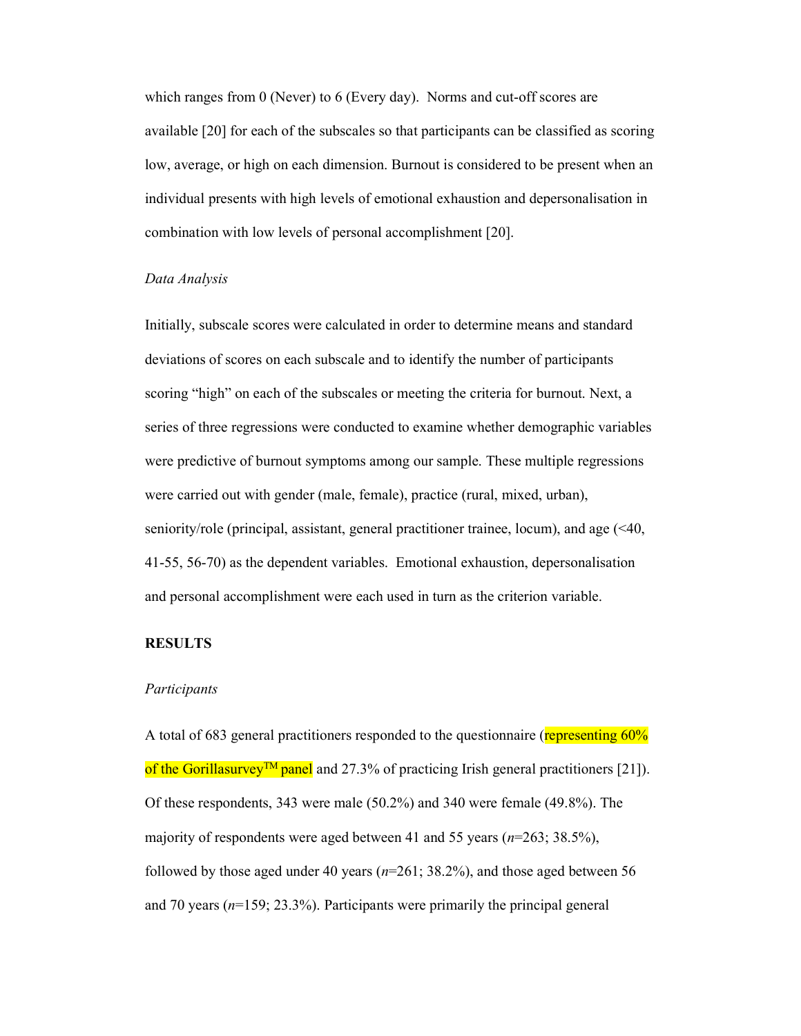which ranges from 0 (Never) to 6 (Every day). Norms and cut-off scores are available [20] for each of the subscales so that participants can be classified as scoring low, average, or high on each dimension. Burnout is considered to be present when an individual presents with high levels of emotional exhaustion and depersonalisation in combination with low levels of personal accomplishment [20].

*Data Analysis*

Initially, subscale scores were calculated in order to determine means and standard deviations of scores on each subscale and to identify the number of participants scoring "high" on each of the subscales or meeting the criteria for burnout. Next, a series of three regressions were conducted to examine whether demographic variables were predictive of burnout symptoms among our sample. These multiple regressions were carried out with gender (male, female), practice (rural, mixed, urban), seniority/role (principal, assistant, general practitioner trainee, locum), and age (<40, 41-55, 56-70) as the dependent variables. Emotional exhaustion, depersonalisation and personal accomplishment were each used in turn as the criterion variable.

## RESULTS

*Participants*

A total of 683 general practitioners responded to the questionnaire (representing 60% of the Gorillasurvey™ panel and 27.3% of practicing Irish general practitioners [21]). Of these respondents, 343 were male (50.2%) and 340 were female (49.8%). The majority of respondents were aged between 41 and 55 years (*n*=263; 38.5%), followed by those aged under 40 years (*n*=261; 38.2%), and those aged between 56 and 70 years (*n*=159; 23.3%). Participants were primarily the principal general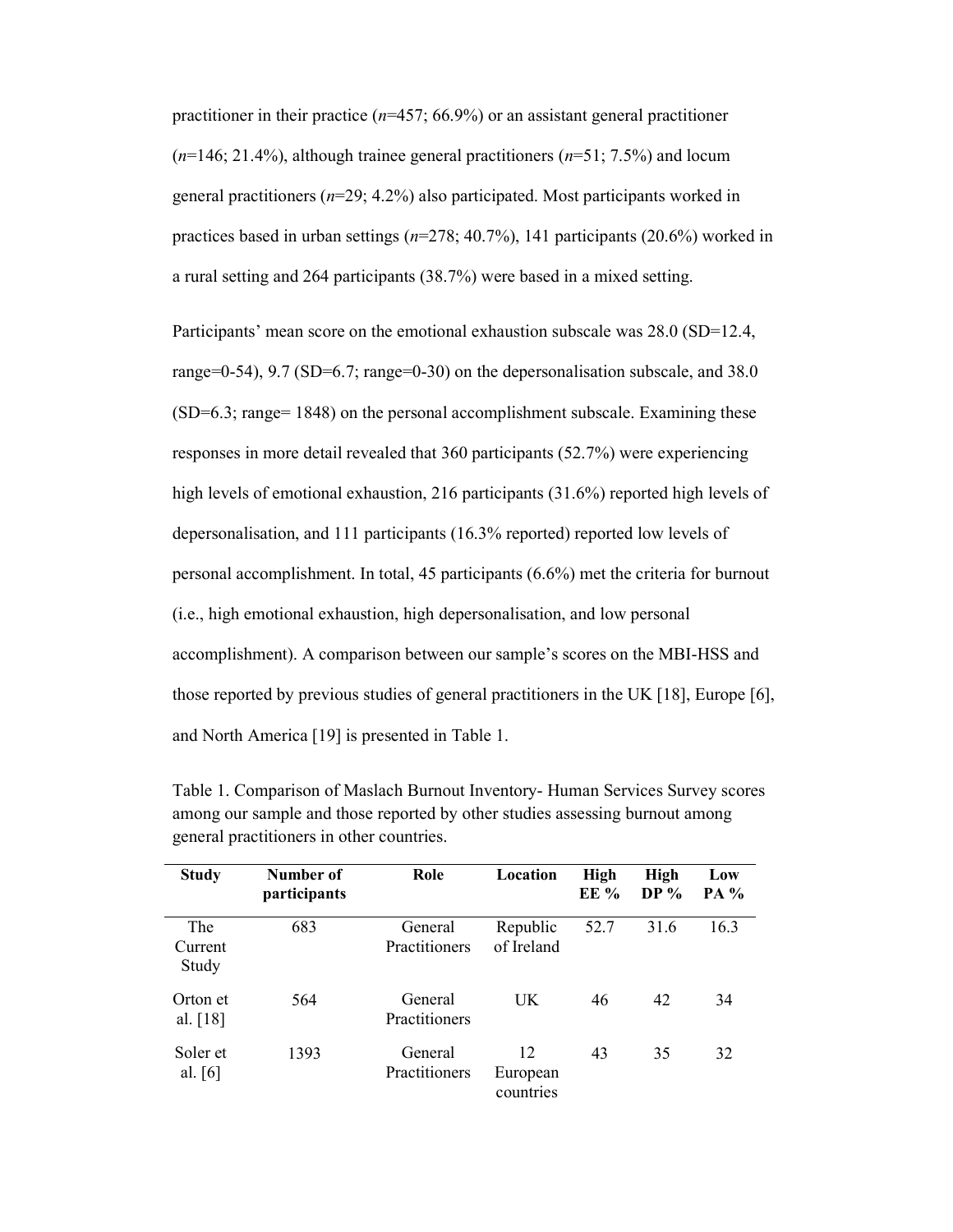practitioner in their practice (*n*=457; 66.9%) or an assistant general practitioner (*n*=146; 21.4%), although trainee general practitioners (*n*=51; 7.5%) and locum general practitioners (*n*=29; 4.2%) also participated. Most participants worked in practices based in urban settings (*n*=278; 40.7%), 141 participants (20.6%) worked in a rural setting and 264 participants (38.7%) were based in a mixed setting.

Participants' mean score on the emotional exhaustion subscale was 28.0 (SD=12.4, range=0-54), 9.7 (SD=6.7; range=0-30) on the depersonalisation subscale, and 38.0 (SD=6.3; range= 1848) on the personal accomplishment subscale. Examining these responses in more detail revealed that 360 participants (52.7%) were experiencing high levels of emotional exhaustion, 216 participants (31.6%) reported high levels of depersonalisation, and 111 participants (16.3% reported) reported low levels of personal accomplishment. In total, 45 participants (6.6%) met the criteria for burnout (i.e., high emotional exhaustion, high depersonalisation, and low personal accomplishment). A comparison between our sample's scores on the MBI-HSS and those reported by previous studies of general practitioners in the UK [18], Europe [6], and North America [19] is presented in Table 1.

Table 1. Comparison of Maslach Burnout Inventory- Human Services Survey scores among our sample and those reported by other studies assessing burnout among general practitioners in other countries.

| Study | Number of participants | Role | Location | High EE % | High DP % | Low PA % |
|---|---|---|---|---|---|---|
| The Current Study | 683 | General Practitioners | Republic of Ireland | 52.7 | 31.6 | 16.3 |
| Orton et al. [18] | 564 | General Practitioners | UK | 46 | 42 | 34 |
| Soler et al. [6] | 1393 | General Practitioners | 12 European countries | 43 | 35 | 32 |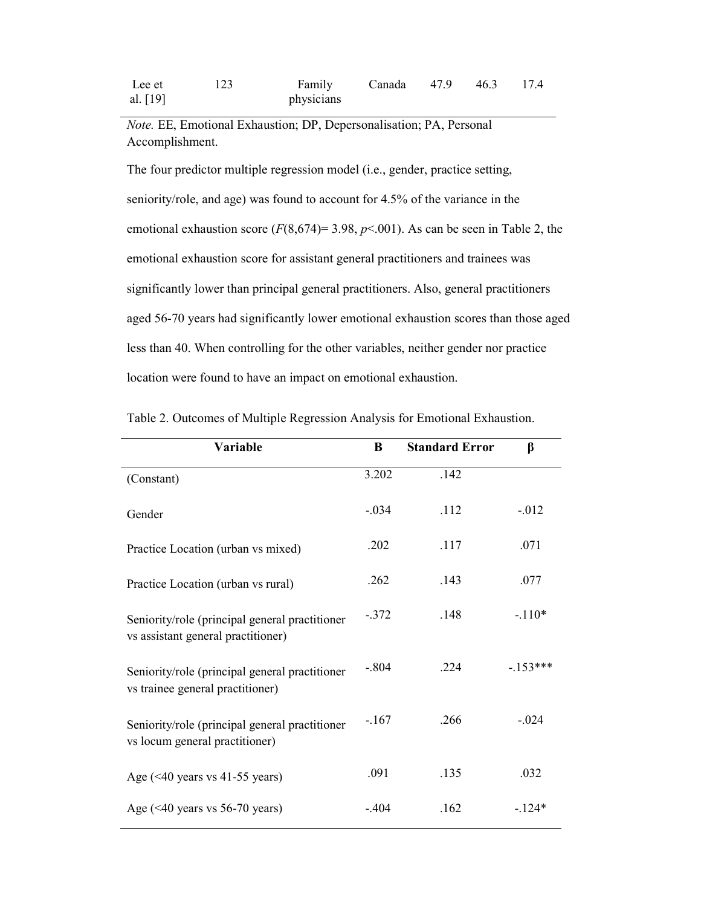| Lee et al. [19] | 123 | Family physicians | Canada | 47.9 | 46.3 | 17.4 |
|---|---|---|---|---|---|---|

*Note.* EE, Emotional Exhaustion; DP, Depersonalisation; PA, Personal Accomplishment.

The four predictor multiple regression model (i.e., gender, practice setting, seniority/role, and age) was found to account for 4.5% of the variance in the emotional exhaustion score ($F(8,674) = 3.98$, $p < .001$). As can be seen in Table 2, the emotional exhaustion score for assistant general practitioners and trainees was significantly lower than principal general practitioners. Also, general practitioners aged 56-70 years had significantly lower emotional exhaustion scores than those aged less than 40. When controlling for the other variables, neither gender nor practice location were found to have an impact on emotional exhaustion.

Table 2. Outcomes of Multiple Regression Analysis for Emotional Exhaustion.

| Variable | B | Standard Error | β |
|---|---|---|---|
| (Constant) | 3.202 | .142 | |
| Gender | -.034 | .112 | -.012 |
| Practice Location (urban vs mixed) | .202 | .117 | .071 |
| Practice Location (urban vs rural) | .262 | .143 | .077 |
| Seniority/role (principal general practitioner vs assistant general practitioner) | -.372 | .148 | -.110* |
| Seniority/role (principal general practitioner vs trainee general practitioner) | -.804 | .224 | -.153*** |
| Seniority/role (principal general practitioner vs locum general practitioner) | -.167 | .266 | -.024 |
| Age (<40 years vs 41-55 years) | .091 | .135 | .032 |
| Age (<40 years vs 56-70 years) | -.404 | .162 | -.124* |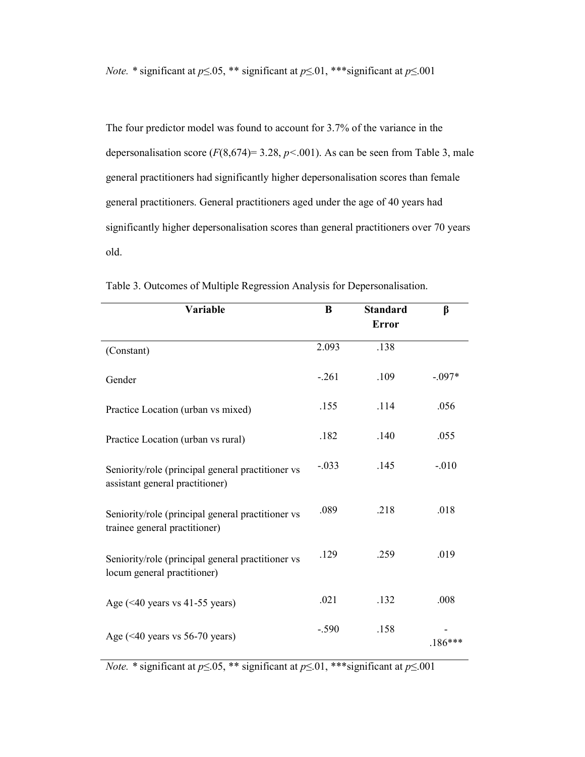*Note.* * significant at $p \leq .05$, ** significant at $p \leq .01$, ***significant at $p \leq .001$

The four predictor model was found to account for 3.7% of the variance in the depersonalisation score ($F(8,674) = 3.28$, $p < .001$). As can be seen from Table 3, male general practitioners had significantly higher depersonalisation scores than female general practitioners. General practitioners aged under the age of 40 years had significantly higher depersonalisation scores than general practitioners over 70 years old.

Table 3. Outcomes of Multiple Regression Analysis for Depersonalisation.

| Variable | B | Standard Error | β |
|---|---|---|---|
| (Constant) | 2.093 | .138 | |
| Gender | -.261 | .109 | -.097* |
| Practice Location (urban vs mixed) | .155 | .114 | .056 |
| Practice Location (urban vs rural) | .182 | .140 | .055 |
| Seniority/role (principal general practitioner vs assistant general practitioner) | -.033 | .145 | -.010 |
| Seniority/role (principal general practitioner vs trainee general practitioner) | .089 | .218 | .018 |
| Seniority/role (principal general practitioner vs locum general practitioner) | .129 | .259 | .019 |
| Age (<40 years vs 41-55 years) | .021 | .132 | .008 |
| Age (<40 years vs 56-70 years) | -.590 | .158 | -.186*** |

*Note.* * significant at $p \leq .05$, ** significant at $p \leq .01$, ***significant at $p \leq .001$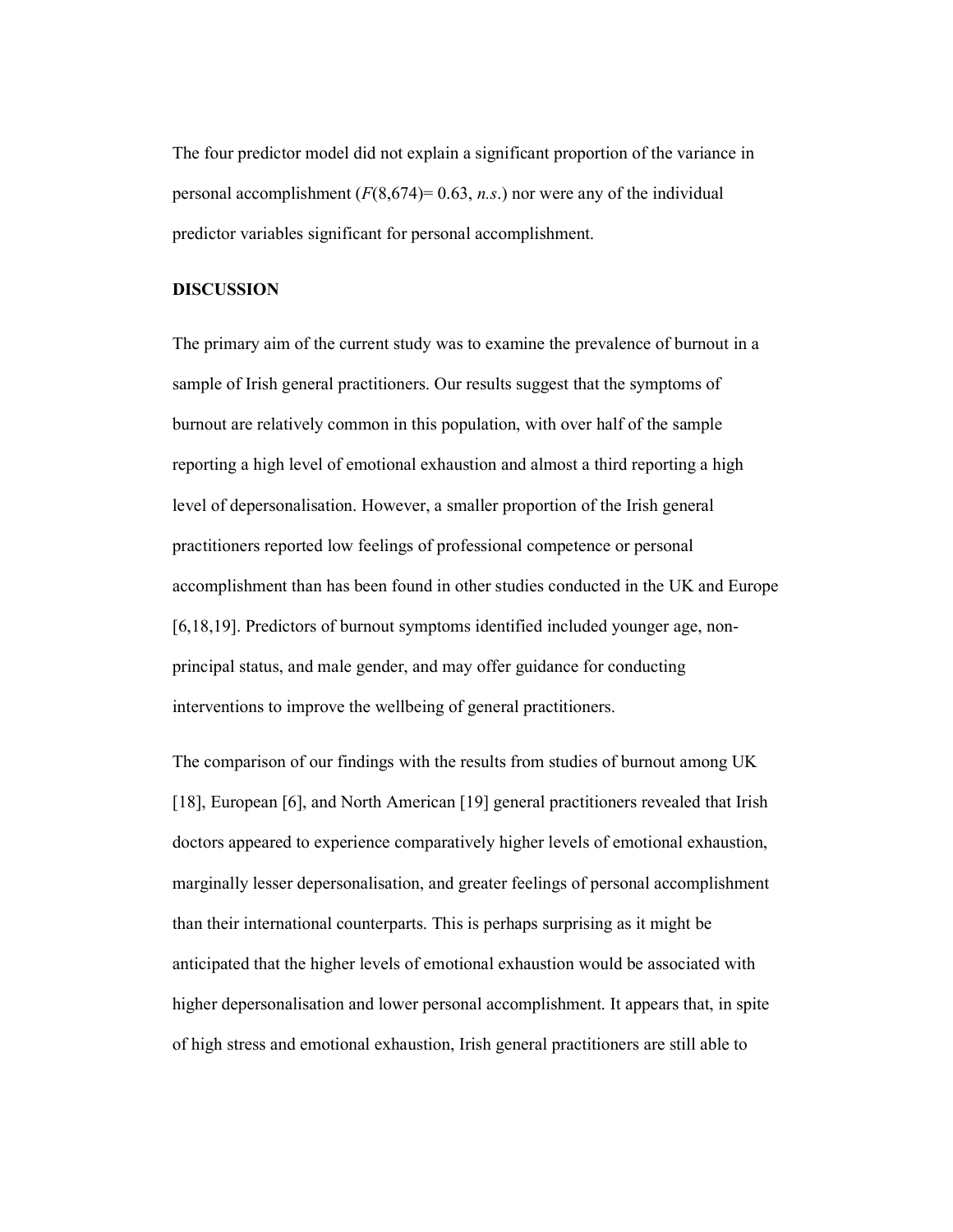The four predictor model did not explain a significant proportion of the variance in personal accomplishment ($F(8,674) = 0.63$, *n.s.*) nor were any of the individual predictor variables significant for personal accomplishment.

**DISCUSSION**

The primary aim of the current study was to examine the prevalence of burnout in a sample of Irish general practitioners. Our results suggest that the symptoms of burnout are relatively common in this population, with over half of the sample reporting a high level of emotional exhaustion and almost a third reporting a high level of depersonalisation. However, a smaller proportion of the Irish general practitioners reported low feelings of professional competence or personal accomplishment than has been found in other studies conducted in the UK and Europe [6,18,19]. Predictors of burnout symptoms identified included younger age, non-principal status, and male gender, and may offer guidance for conducting interventions to improve the wellbeing of general practitioners.

The comparison of our findings with the results from studies of burnout among UK [18], European [6], and North American [19] general practitioners revealed that Irish doctors appeared to experience comparatively higher levels of emotional exhaustion, marginally lesser depersonalisation, and greater feelings of personal accomplishment than their international counterparts. This is perhaps surprising as it might be anticipated that the higher levels of emotional exhaustion would be associated with higher depersonalisation and lower personal accomplishment. It appears that, in spite of high stress and emotional exhaustion, Irish general practitioners are still able to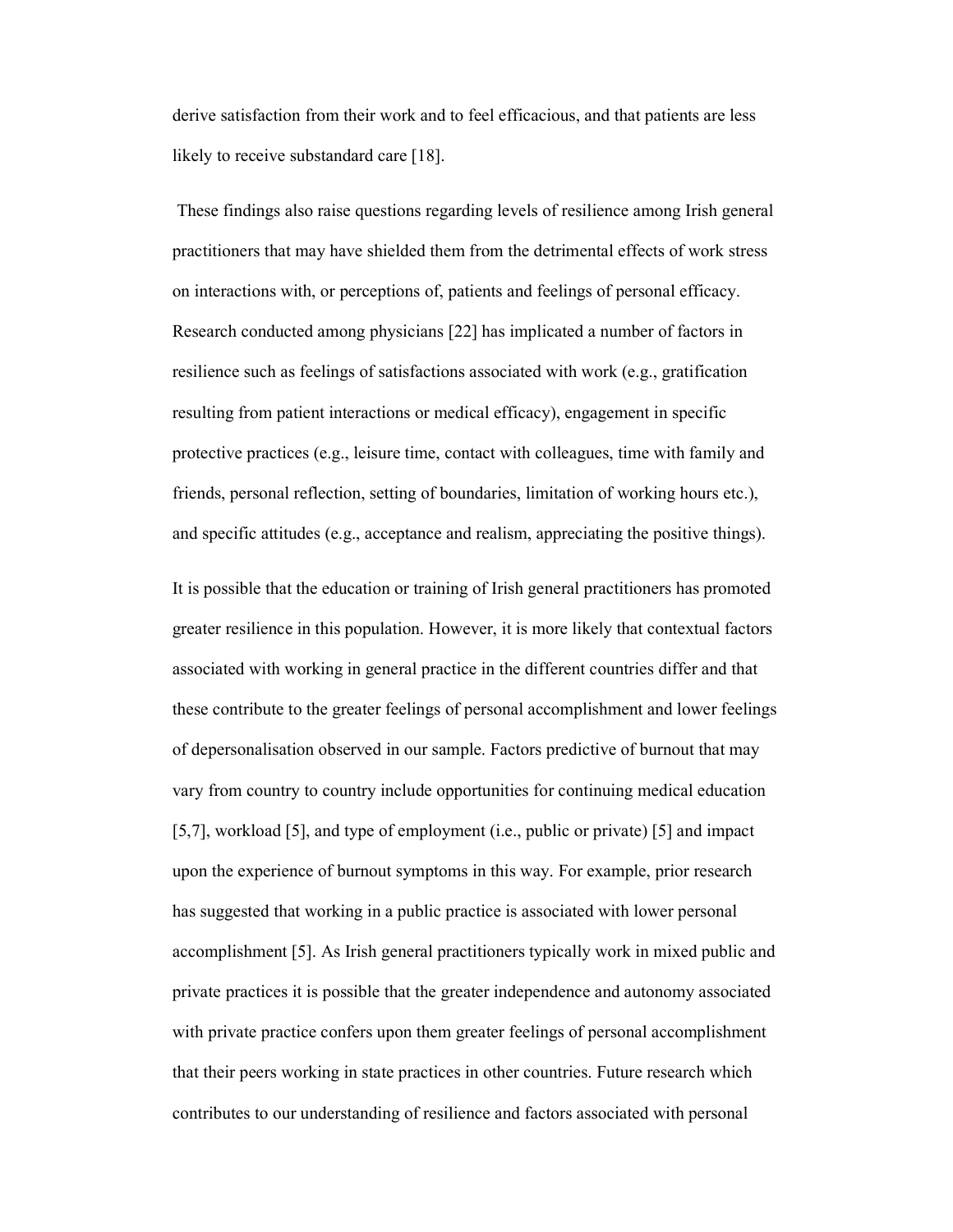derive satisfaction from their work and to feel efficacious, and that patients are less likely to receive substandard care [18].

These findings also raise questions regarding levels of resilience among Irish general practitioners that may have shielded them from the detrimental effects of work stress on interactions with, or perceptions of, patients and feelings of personal efficacy. Research conducted among physicians [22] has implicated a number of factors in resilience such as feelings of satisfactions associated with work (e.g., gratification resulting from patient interactions or medical efficacy), engagement in specific protective practices (e.g., leisure time, contact with colleagues, time with family and friends, personal reflection, setting of boundaries, limitation of working hours etc.), and specific attitudes (e.g., acceptance and realism, appreciating the positive things).

It is possible that the education or training of Irish general practitioners has promoted greater resilience in this population. However, it is more likely that contextual factors associated with working in general practice in the different countries differ and that these contribute to the greater feelings of personal accomplishment and lower feelings of depersonalisation observed in our sample. Factors predictive of burnout that may vary from country to country include opportunities for continuing medical education [5,7], workload [5], and type of employment (i.e., public or private) [5] and impact upon the experience of burnout symptoms in this way. For example, prior research has suggested that working in a public practice is associated with lower personal accomplishment [5]. As Irish general practitioners typically work in mixed public and private practices it is possible that the greater independence and autonomy associated with private practice confers upon them greater feelings of personal accomplishment that their peers working in state practices in other countries. Future research which contributes to our understanding of resilience and factors associated with personal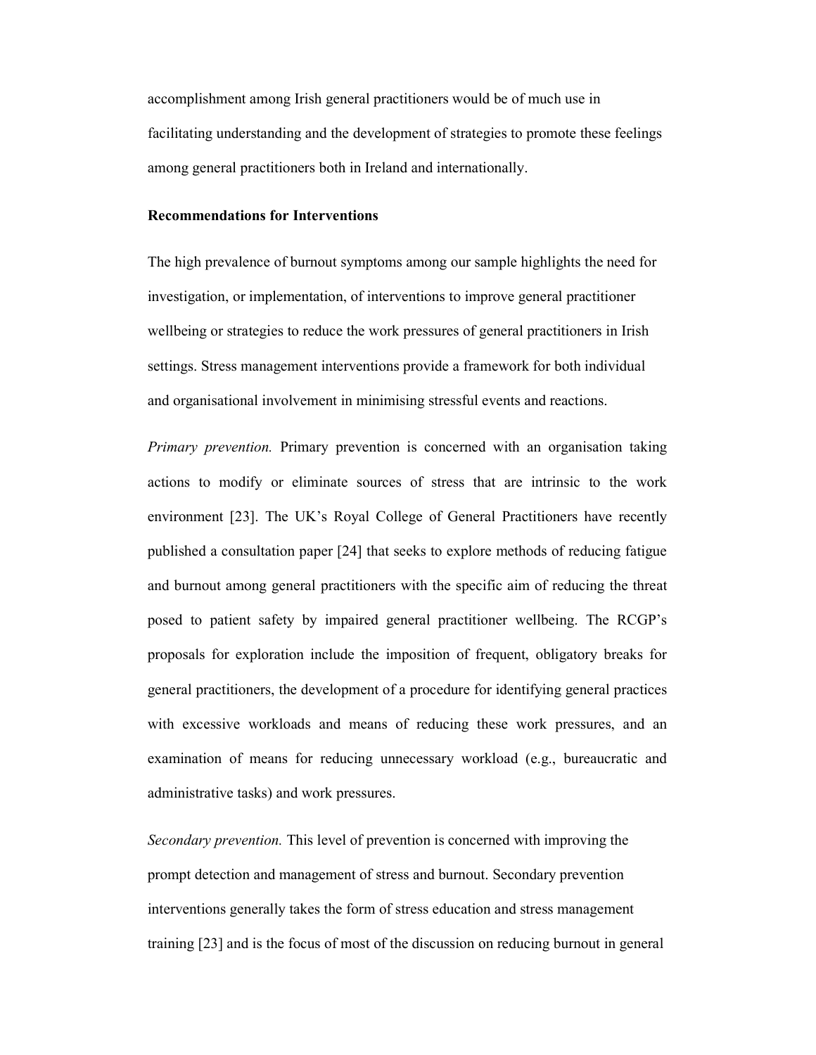accomplishment among Irish general practitioners would be of much use in facilitating understanding and the development of strategies to promote these feelings among general practitioners both in Ireland and internationally.

**Recommendations for Interventions**

The high prevalence of burnout symptoms among our sample highlights the need for investigation, or implementation, of interventions to improve general practitioner wellbeing or strategies to reduce the work pressures of general practitioners in Irish settings. Stress management interventions provide a framework for both individual and organisational involvement in minimising stressful events and reactions.

*Primary prevention.* Primary prevention is concerned with an organisation taking actions to modify or eliminate sources of stress that are intrinsic to the work environment [23]. The UK's Royal College of General Practitioners have recently published a consultation paper [24] that seeks to explore methods of reducing fatigue and burnout among general practitioners with the specific aim of reducing the threat posed to patient safety by impaired general practitioner wellbeing. The RCGP's proposals for exploration include the imposition of frequent, obligatory breaks for general practitioners, the development of a procedure for identifying general practices with excessive workloads and means of reducing these work pressures, and an examination of means for reducing unnecessary workload (e.g., bureaucratic and administrative tasks) and work pressures.

*Secondary prevention.* This level of prevention is concerned with improving the prompt detection and management of stress and burnout. Secondary prevention interventions generally takes the form of stress education and stress management training [23] and is the focus of most of the discussion on reducing burnout in general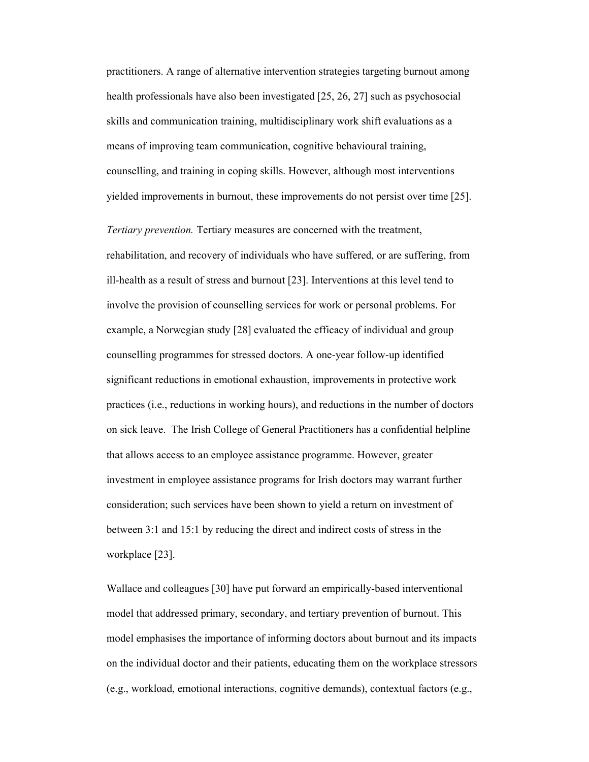practitioners. A range of alternative intervention strategies targeting burnout among health professionals have also been investigated [25, 26, 27] such as psychosocial skills and communication training, multidisciplinary work shift evaluations as a means of improving team communication, cognitive behavioural training, counselling, and training in coping skills. However, although most interventions yielded improvements in burnout, these improvements do not persist over time [25].

*Tertiary prevention.* Tertiary measures are concerned with the treatment, rehabilitation, and recovery of individuals who have suffered, or are suffering, from ill-health as a result of stress and burnout [23]. Interventions at this level tend to involve the provision of counselling services for work or personal problems. For example, a Norwegian study [28] evaluated the efficacy of individual and group counselling programmes for stressed doctors. A one-year follow-up identified significant reductions in emotional exhaustion, improvements in protective work practices (i.e., reductions in working hours), and reductions in the number of doctors on sick leave. The Irish College of General Practitioners has a confidential helpline that allows access to an employee assistance programme. However, greater investment in employee assistance programs for Irish doctors may warrant further consideration; such services have been shown to yield a return on investment of between 3:1 and 15:1 by reducing the direct and indirect costs of stress in the workplace [23].

Wallace and colleagues [30] have put forward an empirically-based interventional model that addressed primary, secondary, and tertiary prevention of burnout. This model emphasises the importance of informing doctors about burnout and its impacts on the individual doctor and their patients, educating them on the workplace stressors (e.g., workload, emotional interactions, cognitive demands), contextual factors (e.g.,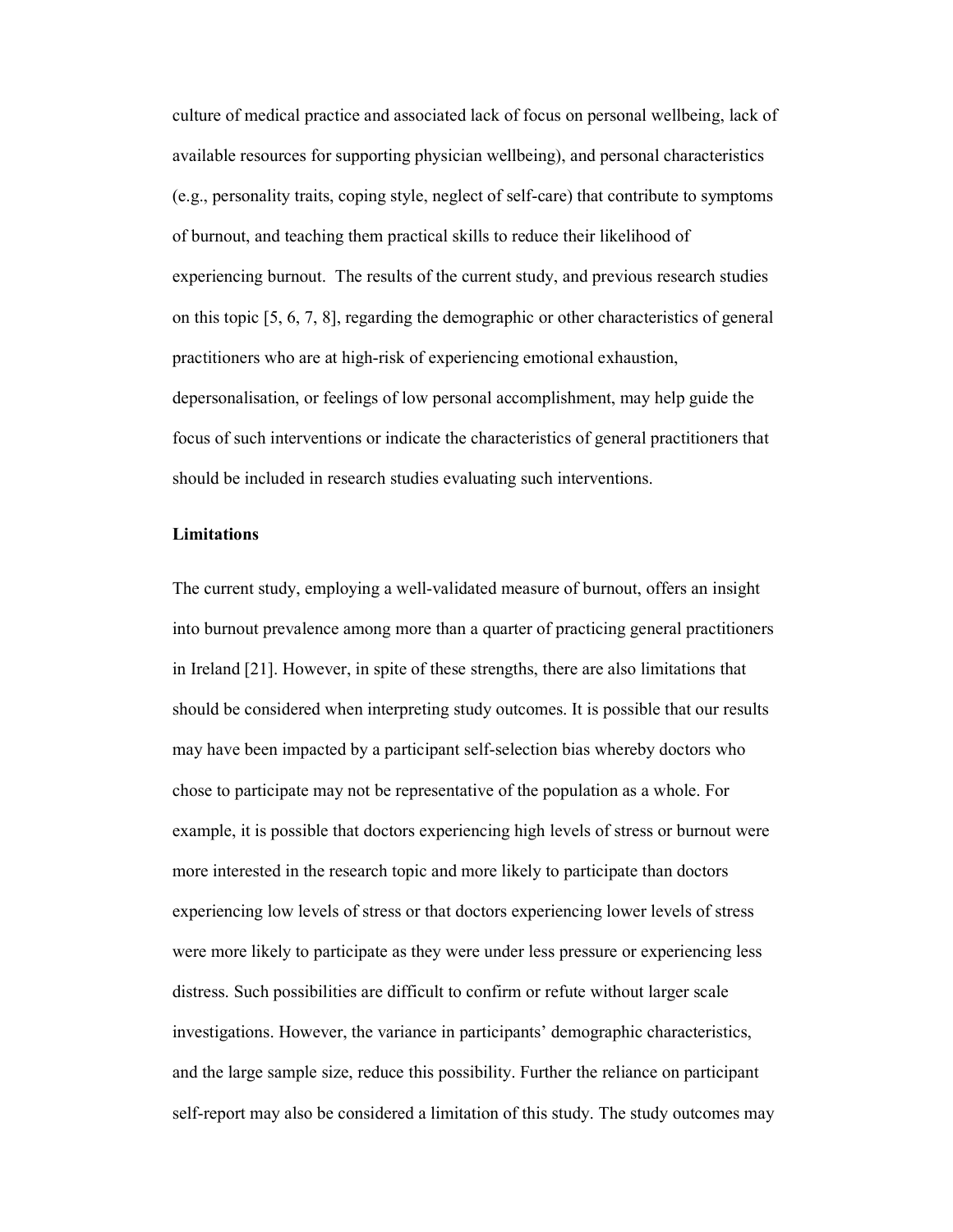culture of medical practice and associated lack of focus on personal wellbeing, lack of available resources for supporting physician wellbeing), and personal characteristics (e.g., personality traits, coping style, neglect of self-care) that contribute to symptoms of burnout, and teaching them practical skills to reduce their likelihood of experiencing burnout. The results of the current study, and previous research studies on this topic [5, 6, 7, 8], regarding the demographic or other characteristics of general practitioners who are at high-risk of experiencing emotional exhaustion, depersonalisation, or feelings of low personal accomplishment, may help guide the focus of such interventions or indicate the characteristics of general practitioners that should be included in research studies evaluating such interventions.

**Limitations**

The current study, employing a well-validated measure of burnout, offers an insight into burnout prevalence among more than a quarter of practicing general practitioners in Ireland [21]. However, in spite of these strengths, there are also limitations that should be considered when interpreting study outcomes. It is possible that our results may have been impacted by a participant self-selection bias whereby doctors who chose to participate may not be representative of the population as a whole. For example, it is possible that doctors experiencing high levels of stress or burnout were more interested in the research topic and more likely to participate than doctors experiencing low levels of stress or that doctors experiencing lower levels of stress were more likely to participate as they were under less pressure or experiencing less distress. Such possibilities are difficult to confirm or refute without larger scale investigations. However, the variance in participants' demographic characteristics, and the large sample size, reduce this possibility. Further the reliance on participant self-report may also be considered a limitation of this study. The study outcomes may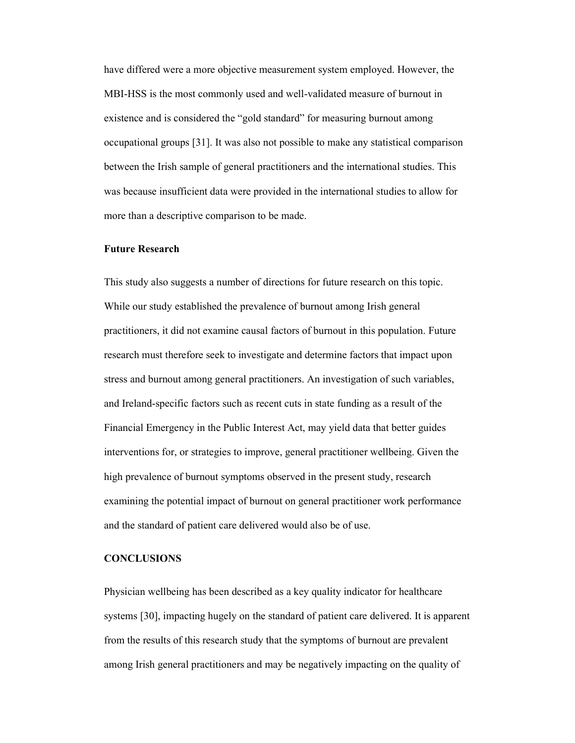have differed were a more objective measurement system employed. However, the MBI-HSS is the most commonly used and well-validated measure of burnout in existence and is considered the "gold standard" for measuring burnout among occupational groups [31]. It was also not possible to make any statistical comparison between the Irish sample of general practitioners and the international studies. This was because insufficient data were provided in the international studies to allow for more than a descriptive comparison to be made.

### Future Research

This study also suggests a number of directions for future research on this topic. While our study established the prevalence of burnout among Irish general practitioners, it did not examine causal factors of burnout in this population. Future research must therefore seek to investigate and determine factors that impact upon stress and burnout among general practitioners. An investigation of such variables, and Ireland-specific factors such as recent cuts in state funding as a result of the Financial Emergency in the Public Interest Act, may yield data that better guides interventions for, or strategies to improve, general practitioner wellbeing. Given the high prevalence of burnout symptoms observed in the present study, research examining the potential impact of burnout on general practitioner work performance and the standard of patient care delivered would also be of use.

## CONCLUSIONS

Physician wellbeing has been described as a key quality indicator for healthcare systems [30], impacting hugely on the standard of patient care delivered. It is apparent from the results of this research study that the symptoms of burnout are prevalent among Irish general practitioners and may be negatively impacting on the quality of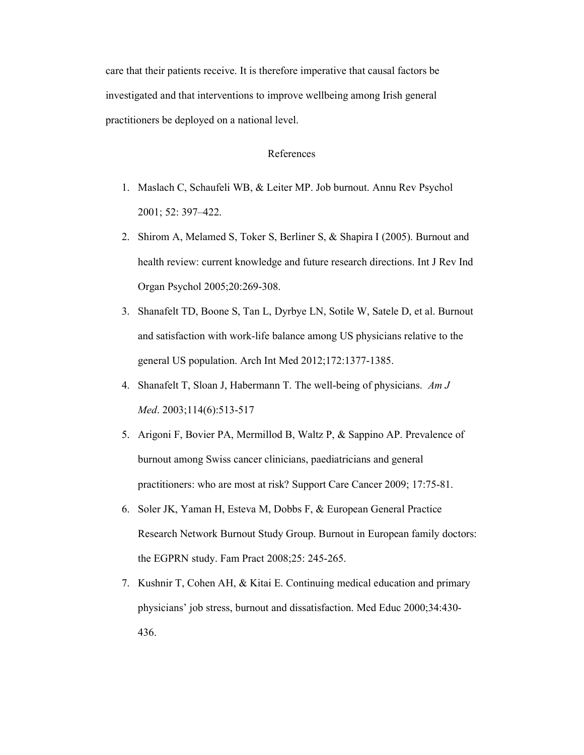care that their patients receive. It is therefore imperative that causal factors be investigated and that interventions to improve wellbeing among Irish general practitioners be deployed on a national level.

## References

1. Maslach C, Schaufeli WB, & Leiter MP. Job burnout. Annu Rev Psychol 2001; 52: 397–422.
2. Shirom A, Melamed S, Toker S, Berliner S, & Shapira I (2005). Burnout and health review: current knowledge and future research directions. Int J Rev Ind Organ Psychol 2005;20:269-308.
3. Shanafelt TD, Boone S, Tan L, Dyrbye LN, Sotile W, Satele D, et al. Burnout and satisfaction with work-life balance among US physicians relative to the general US population. Arch Int Med 2012;172:1377-1385.
4. Shanafelt T, Sloan J, Habermann T. The well-being of physicians. *Am J Med*. 2003;114(6):513-517
5. Arigoni F, Bovier PA, Mermillod B, Waltz P, & Sappino AP. Prevalence of burnout among Swiss cancer clinicians, paediatricians and general practitioners: who are most at risk? Support Care Cancer 2009; 17:75-81.
6. Soler JK, Yaman H, Esteva M, Dobbs F, & European General Practice Research Network Burnout Study Group. Burnout in European family doctors: the EGPRN study. Fam Pract 2008;25: 245-265.
7. Kushnir T, Cohen AH, & Kitai E. Continuing medical education and primary physicians' job stress, burnout and dissatisfaction. Med Educ 2000;34:430-436.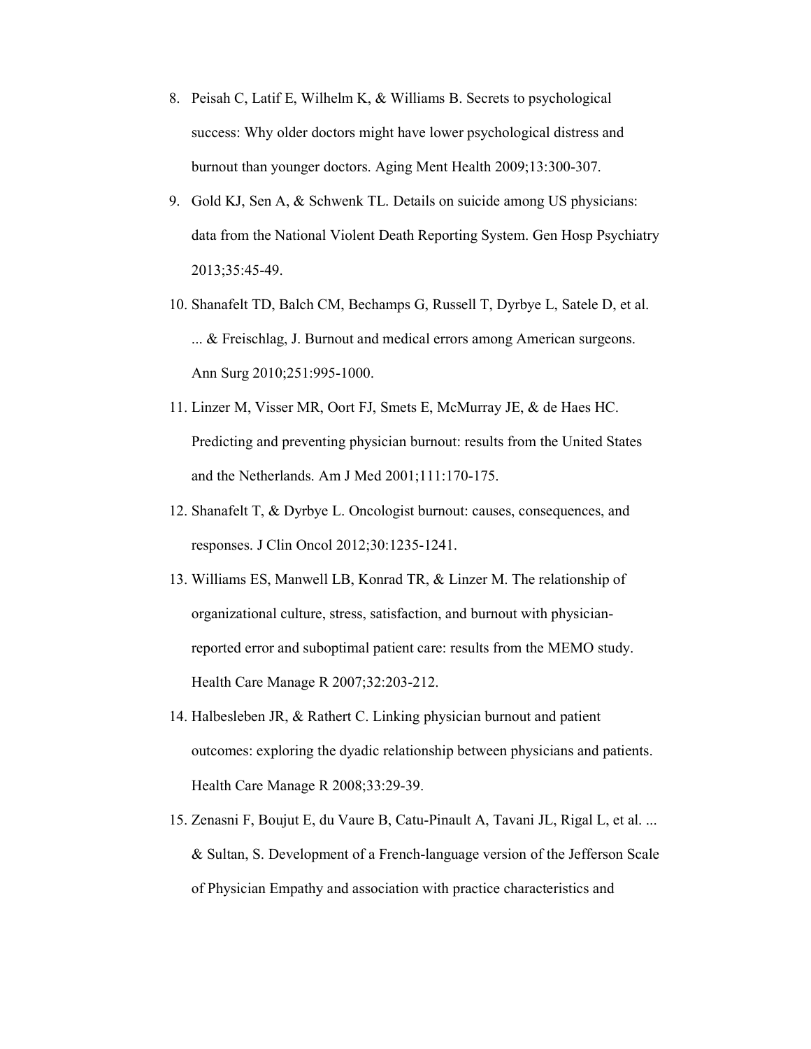8. Peisah C, Latif E, Wilhelm K, & Williams B. Secrets to psychological success: Why older doctors might have lower psychological distress and burnout than younger doctors. Aging Ment Health 2009;13:300-307.
9. Gold KJ, Sen A, & Schwenk TL. Details on suicide among US physicians: data from the National Violent Death Reporting System. Gen Hosp Psychiatry 2013;35:45-49.
10. Shanafelt TD, Balch CM, Bechamps G, Russell T, Dyrbye L, Satele D, et al. ... & Freischlag, J. Burnout and medical errors among American surgeons. Ann Surg 2010;251:995-1000.
11. Linzer M, Visser MR, Oort FJ, Smets E, McMurray JE, & de Haes HC. Predicting and preventing physician burnout: results from the United States and the Netherlands. Am J Med 2001;111:170-175.
12. Shanafelt T, & Dyrbye L. Oncologist burnout: causes, consequences, and responses. J Clin Oncol 2012;30:1235-1241.
13. Williams ES, Manwell LB, Konrad TR, & Linzer M. The relationship of organizational culture, stress, satisfaction, and burnout with physician-reported error and suboptimal patient care: results from the MEMO study. Health Care Manage R 2007;32:203-212.
14. Halbesleben JR, & Rathert C. Linking physician burnout and patient outcomes: exploring the dyadic relationship between physicians and patients. Health Care Manage R 2008;33:29-39.
15. Zenasni F, Boujut E, du Vaure B, Catu-Pinault A, Tavani JL, Rigal L, et al. ... & Sultan, S. Development of a French-language version of the Jefferson Scale of Physician Empathy and association with practice characteristics and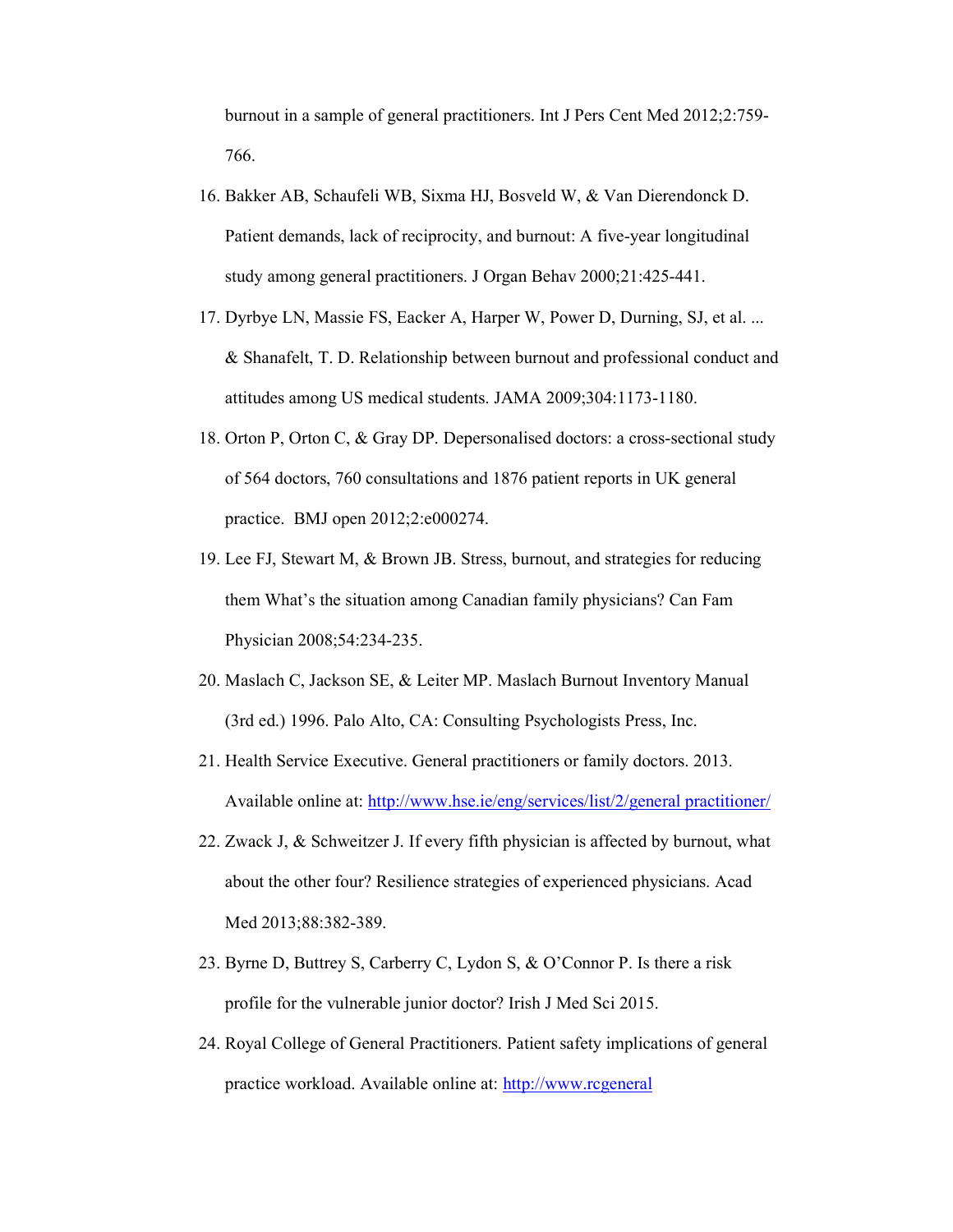burnout in a sample of general practitioners. Int J Pers Cent Med 2012;2:759-766.

16. Bakker AB, Schaufeli WB, Sixma HJ, Bosveld W, & Van Dierendonck D. Patient demands, lack of reciprocity, and burnout: A five-year longitudinal study among general practitioners. J Organ Behav 2000;21:425-441.
17. Dyrbye LN, Massie FS, Eacker A, Harper W, Power D, Durning, SJ, et al. ... & Shanafelt, T. D. Relationship between burnout and professional conduct and attitudes among US medical students. JAMA 2009;304:1173-1180.
18. Orton P, Orton C, & Gray DP. Depersonalised doctors: a cross-sectional study of 564 doctors, 760 consultations and 1876 patient reports in UK general practice. BMJ open 2012;2:e000274.
19. Lee FJ, Stewart M, & Brown JB. Stress, burnout, and strategies for reducing them What's the situation among Canadian family physicians? Can Fam Physician 2008;54:234-235.
20. Maslach C, Jackson SE, & Leiter MP. Maslach Burnout Inventory Manual (3rd ed.) 1996. Palo Alto, CA: Consulting Psychologists Press, Inc.
21. Health Service Executive. General practitioners or family doctors. 2013. Available online at: http://www.hse.ie/eng/services/list/2/general practitioner/
22. Zwack J, & Schweitzer J. If every fifth physician is affected by burnout, what about the other four? Resilience strategies of experienced physicians. Acad Med 2013;88:382-389.
23. Byrne D, Buttrey S, Carberry C, Lydon S, & O'Connor P. Is there a risk profile for the vulnerable junior doctor? Irish J Med Sci 2015.
24. Royal College of General Practitioners. Patient safety implications of general practice workload. Available online at: http://www.rcgeneral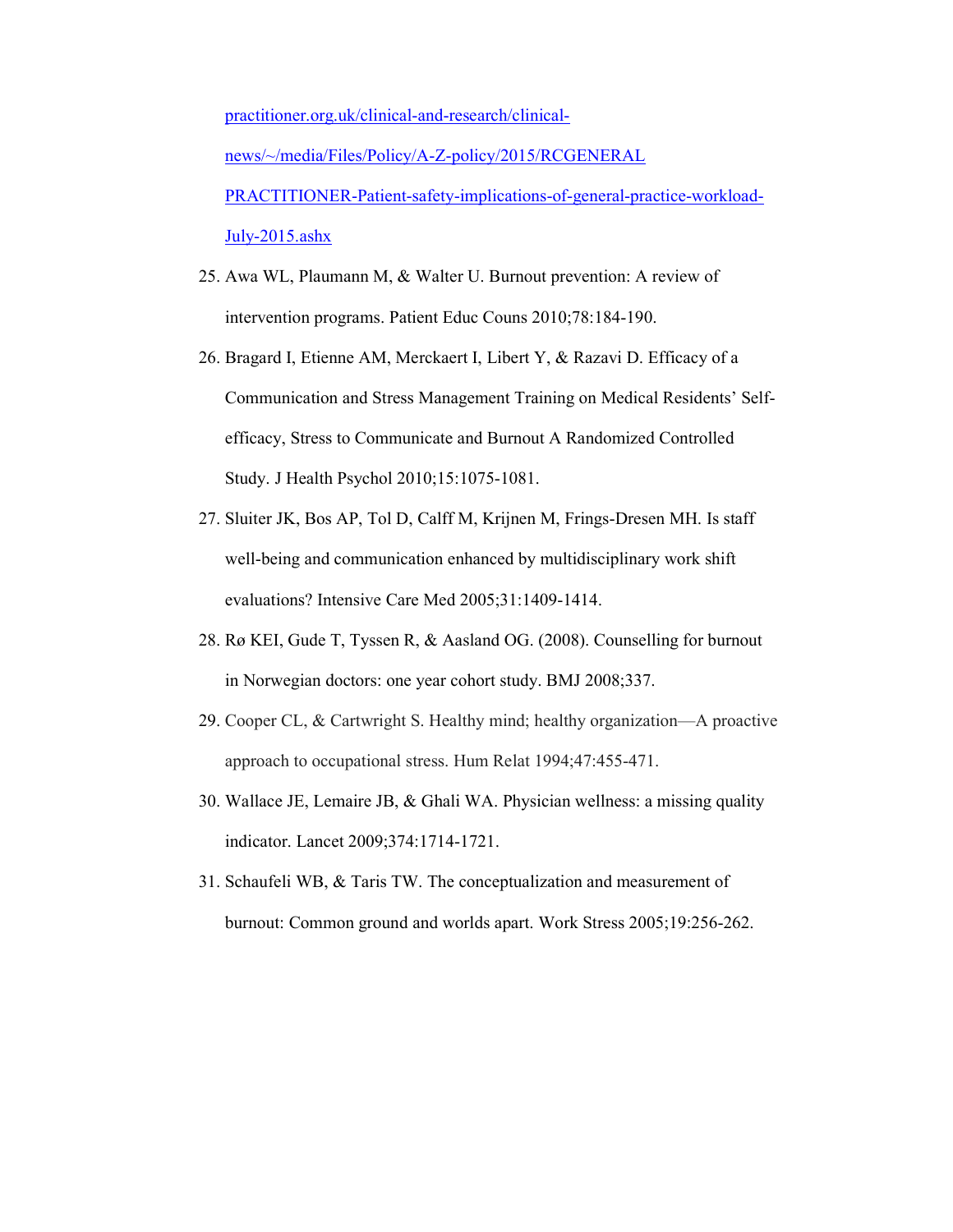practitioner.org.uk/clinical-and-research/clinical-news/~/media/Files/Policy/A-Z-policy/2015/RCGENERAL PRACTITIONER-Patient-safety-implications-of-general-practice-workload-July-2015.ashx

25. Awa WL, Plaumann M, & Walter U. Burnout prevention: A review of intervention programs. Patient Educ Couns 2010;78:184-190.
26. Bragard I, Etienne AM, Merckaert I, Libert Y, & Razavi D. Efficacy of a Communication and Stress Management Training on Medical Residents' Self-efficacy, Stress to Communicate and Burnout A Randomized Controlled Study. J Health Psychol 2010;15:1075-1081.
27. Sluiter JK, Bos AP, Tol D, Calff M, Krijnen M, Frings-Dresen MH. Is staff well-being and communication enhanced by multidisciplinary work shift evaluations? Intensive Care Med 2005;31:1409-1414.
28. Rø KEI, Gude T, Tyssen R, & Aasland OG. (2008). Counselling for burnout in Norwegian doctors: one year cohort study. BMJ 2008;337.
29. Cooper CL, & Cartwright S. Healthy mind; healthy organization—A proactive approach to occupational stress. Hum Relat 1994;47:455-471.
30. Wallace JE, Lemaire JB, & Ghali WA. Physician wellness: a missing quality indicator. Lancet 2009;374:1714-1721.
31. Schaufeli WB, & Taris TW. The conceptualization and measurement of burnout: Common ground and worlds apart. Work Stress 2005;19:256-262.